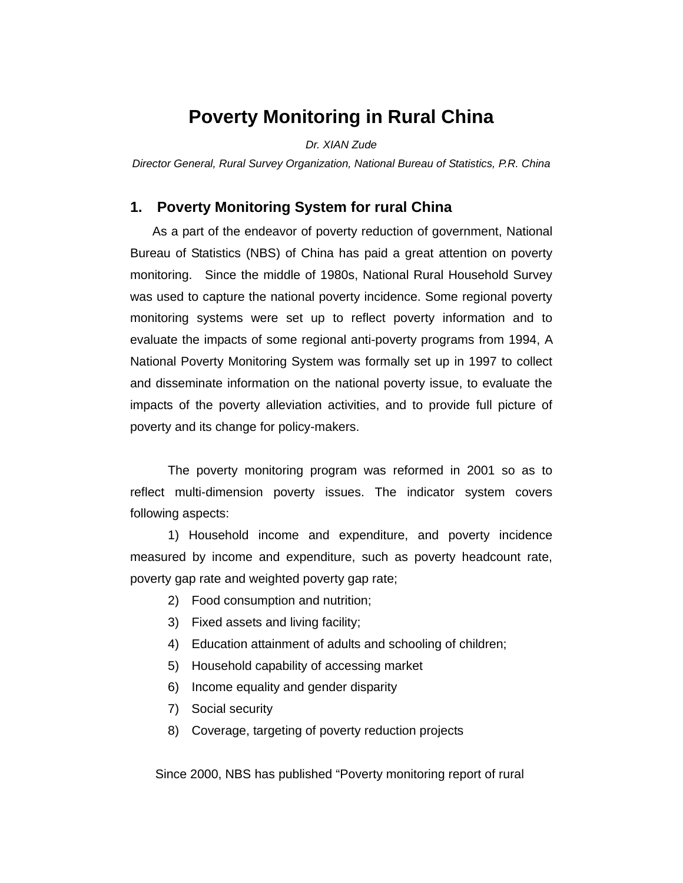# Poverty Monitoring in Rural China

*Dr. XIAN Zude*

*Director General, Rural Survey Organization, National Bureau of Statistics, P.R. China*

## 1. Poverty Monitoring System for rural China

As a part of the endeavor of poverty reduction of government, National Bureau of Statistics (NBS) of China has paid a great attention on poverty monitoring. Since the middle of 1980s, National Rural Household Survey was used to capture the national poverty incidence. Some regional poverty monitoring systems were set up to reflect poverty information and to evaluate the impacts of some regional anti-poverty programs from 1994, A National Poverty Monitoring System was formally set up in 1997 to collect and disseminate information on the national poverty issue, to evaluate the impacts of the poverty alleviation activities, and to provide full picture of poverty and its change for policy-makers.

The poverty monitoring program was reformed in 2001 so as to reflect multi-dimension poverty issues. The indicator system covers following aspects:

1) Household income and expenditure, and poverty incidence measured by income and expenditure, such as poverty headcount rate, poverty gap rate and weighted poverty gap rate;
2) Food consumption and nutrition;
3) Fixed assets and living facility;
4) Education attainment of adults and schooling of children;
5) Household capability of accessing market
6) Income equality and gender disparity
7) Social security
8) Coverage, targeting of poverty reduction projects

Since 2000, NBS has published “Poverty monitoring report of rural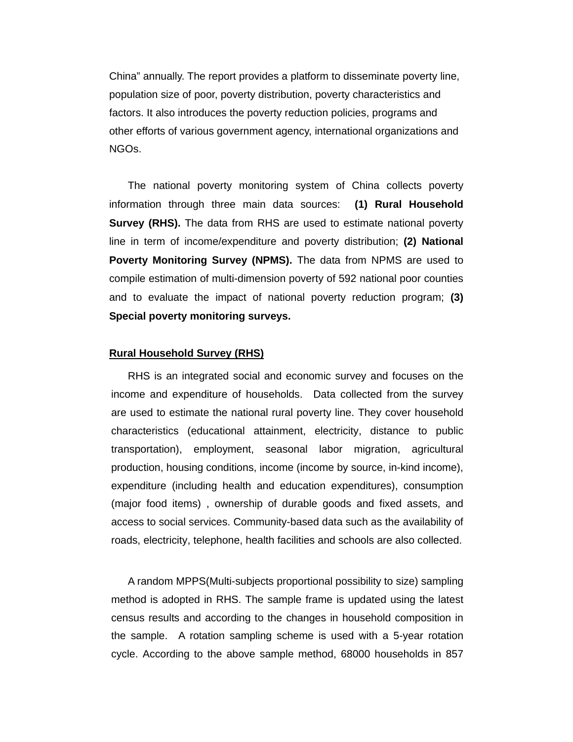China" annually. The report provides a platform to disseminate poverty line, population size of poor, poverty distribution, poverty characteristics and factors. It also introduces the poverty reduction policies, programs and other efforts of various government agency, international organizations and NGOs.

The national poverty monitoring system of China collects poverty information through three main data sources: **(1) Rural Household Survey (RHS).** The data from RHS are used to estimate national poverty line in term of income/expenditure and poverty distribution; **(2) National Poverty Monitoring Survey (NPMS).** The data from NPMS are used to compile estimation of multi-dimension poverty of 592 national poor counties and to evaluate the impact of national poverty reduction program; **(3) Special poverty monitoring surveys.**

**Rural Household Survey (RHS)**

RHS is an integrated social and economic survey and focuses on the income and expenditure of households. Data collected from the survey are used to estimate the national rural poverty line. They cover household characteristics (educational attainment, electricity, distance to public transportation), employment, seasonal labor migration, agricultural production, housing conditions, income (income by source, in-kind income), expenditure (including health and education expenditures), consumption (major food items) , ownership of durable goods and fixed assets, and access to social services. Community-based data such as the availability of roads, electricity, telephone, health facilities and schools are also collected.

A random MPPS(Multi-subjects proportional possibility to size) sampling method is adopted in RHS. The sample frame is updated using the latest census results and according to the changes in household composition in the sample. A rotation sampling scheme is used with a 5-year rotation cycle. According to the above sample method, 68000 households in 857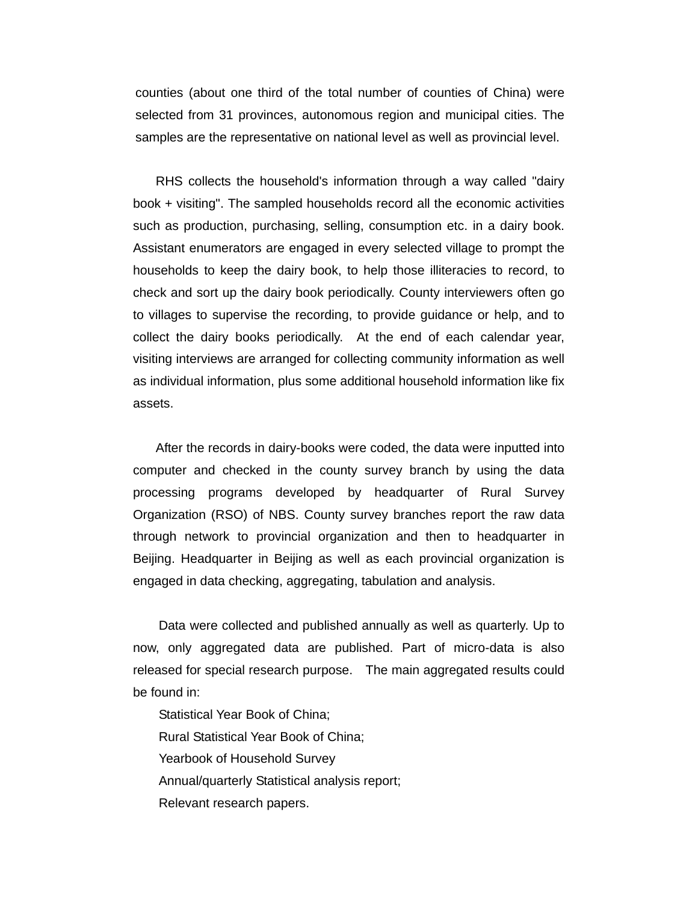counties (about one third of the total number of counties of China) were selected from 31 provinces, autonomous region and municipal cities. The samples are the representative on national level as well as provincial level.

RHS collects the household's information through a way called "dairy book + visiting". The sampled households record all the economic activities such as production, purchasing, selling, consumption etc. in a dairy book. Assistant enumerators are engaged in every selected village to prompt the households to keep the dairy book, to help those illiteracies to record, to check and sort up the dairy book periodically. County interviewers often go to villages to supervise the recording, to provide guidance or help, and to collect the dairy books periodically. At the end of each calendar year, visiting interviews are arranged for collecting community information as well as individual information, plus some additional household information like fix assets.

After the records in dairy-books were coded, the data were inputted into computer and checked in the county survey branch by using the data processing programs developed by headquarter of Rural Survey Organization (RSO) of NBS. County survey branches report the raw data through network to provincial organization and then to headquarter in Beijing. Headquarter in Beijing as well as each provincial organization is engaged in data checking, aggregating, tabulation and analysis.

Data were collected and published annually as well as quarterly. Up to now, only aggregated data are published. Part of micro-data is also released for special research purpose. The main aggregated results could be found in:

Statistical Year Book of China;
Rural Statistical Year Book of China;
Yearbook of Household Survey
Annual/quarterly Statistical analysis report;
Relevant research papers.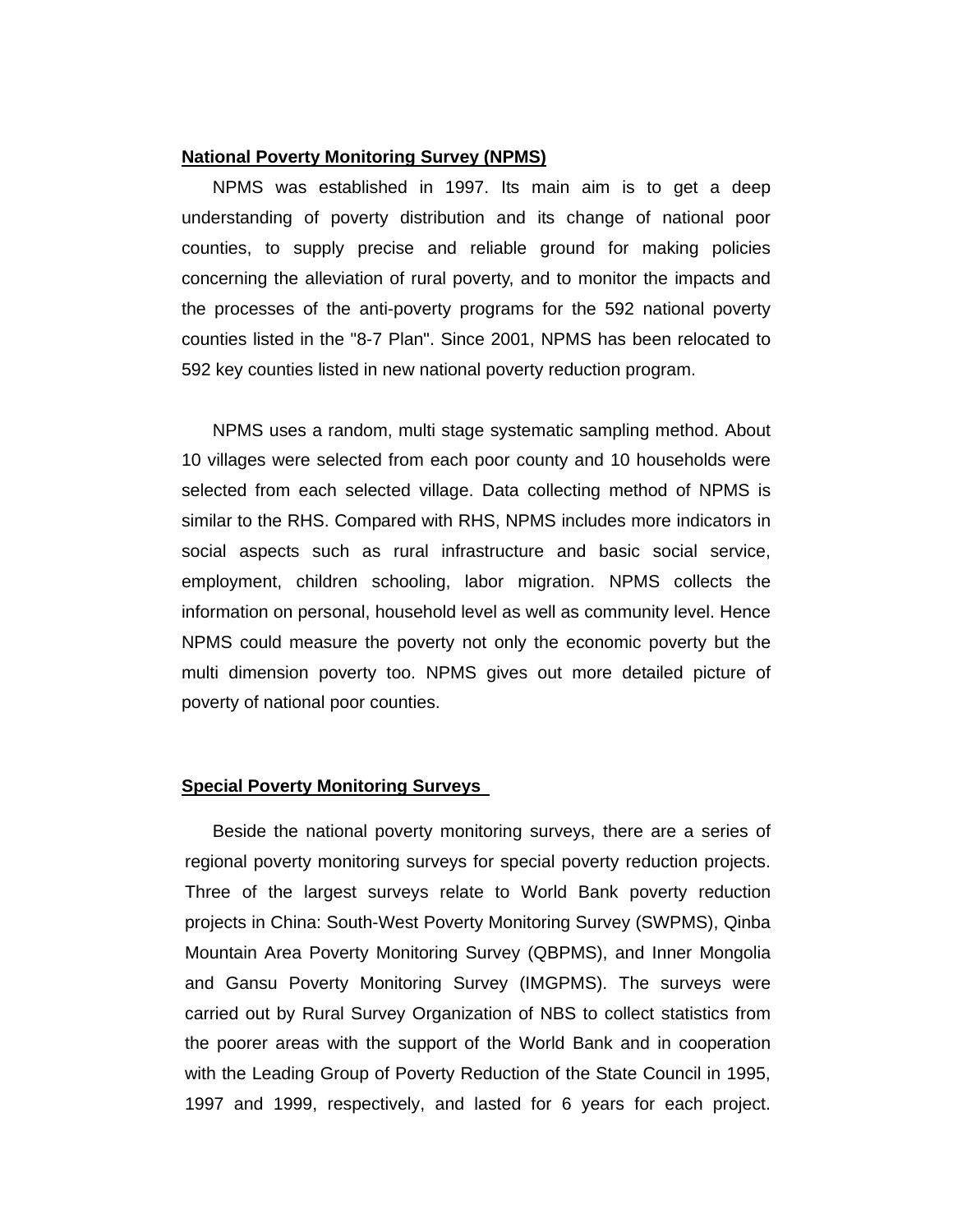**National Poverty Monitoring Survey (NPMS)**

NPMS was established in 1997. Its main aim is to get a deep understanding of poverty distribution and its change of national poor counties, to supply precise and reliable ground for making policies concerning the alleviation of rural poverty, and to monitor the impacts and the processes of the anti-poverty programs for the 592 national poverty counties listed in the "8-7 Plan". Since 2001, NPMS has been relocated to 592 key counties listed in new national poverty reduction program.

NPMS uses a random, multi stage systematic sampling method. About 10 villages were selected from each poor county and 10 households were selected from each selected village. Data collecting method of NPMS is similar to the RHS. Compared with RHS, NPMS includes more indicators in social aspects such as rural infrastructure and basic social service, employment, children schooling, labor migration. NPMS collects the information on personal, household level as well as community level. Hence NPMS could measure the poverty not only the economic poverty but the multi dimension poverty too. NPMS gives out more detailed picture of poverty of national poor counties.

**Special Poverty Monitoring Surveys**

Beside the national poverty monitoring surveys, there are a series of regional poverty monitoring surveys for special poverty reduction projects. Three of the largest surveys relate to World Bank poverty reduction projects in China: South-West Poverty Monitoring Survey (SWPMS), Qinba Mountain Area Poverty Monitoring Survey (QBPMS), and Inner Mongolia and Gansu Poverty Monitoring Survey (IMGPMS). The surveys were carried out by Rural Survey Organization of NBS to collect statistics from the poorer areas with the support of the World Bank and in cooperation with the Leading Group of Poverty Reduction of the State Council in 1995, 1997 and 1999, respectively, and lasted for 6 years for each project.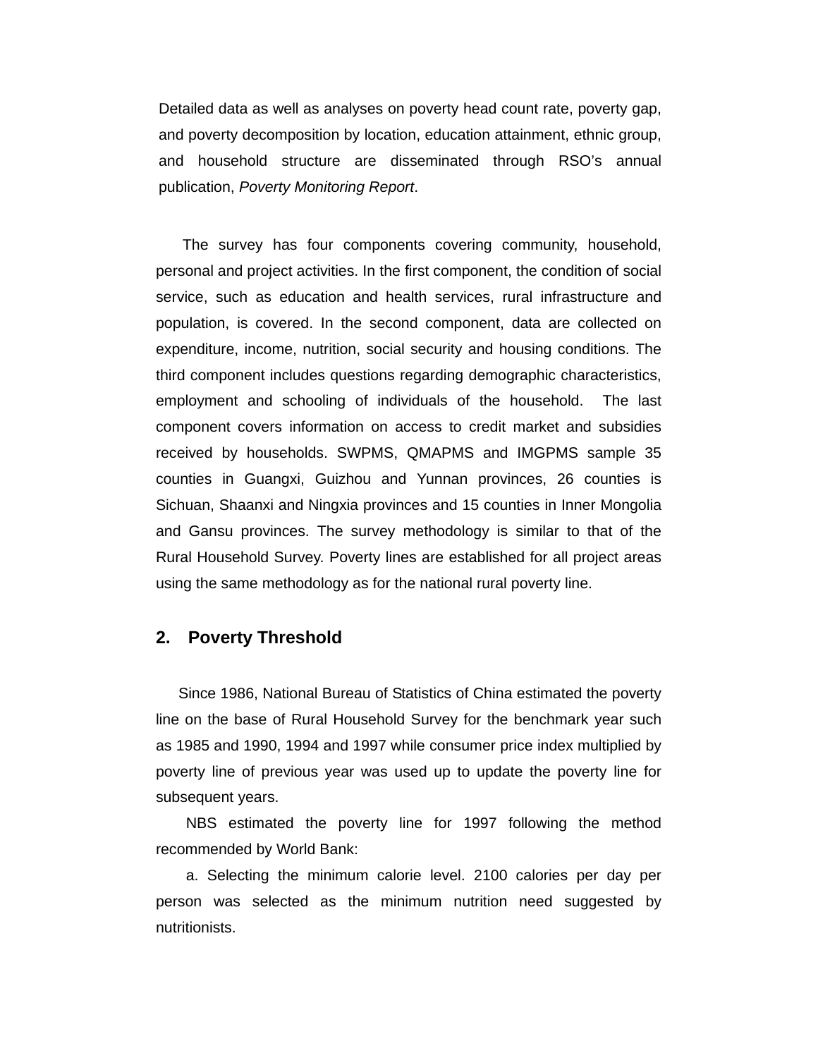Detailed data as well as analyses on poverty head count rate, poverty gap, and poverty decomposition by location, education attainment, ethnic group, and household structure are disseminated through RSO's annual publication, *Poverty Monitoring Report*.

The survey has four components covering community, household, personal and project activities. In the first component, the condition of social service, such as education and health services, rural infrastructure and population, is covered. In the second component, data are collected on expenditure, income, nutrition, social security and housing conditions. The third component includes questions regarding demographic characteristics, employment and schooling of individuals of the household. The last component covers information on access to credit market and subsidies received by households. SWPMS, QMAPMS and IMGPMS sample 35 counties in Guangxi, Guizhou and Yunnan provinces, 26 counties is Sichuan, Shaanxi and Ningxia provinces and 15 counties in Inner Mongolia and Gansu provinces. The survey methodology is similar to that of the Rural Household Survey. Poverty lines are established for all project areas using the same methodology as for the national rural poverty line.

## 2. Poverty Threshold

Since 1986, National Bureau of Statistics of China estimated the poverty line on the base of Rural Household Survey for the benchmark year such as 1985 and 1990, 1994 and 1997 while consumer price index multiplied by poverty line of previous year was used up to update the poverty line for subsequent years.

NBS estimated the poverty line for 1997 following the method recommended by World Bank:

a. Selecting the minimum calorie level. 2100 calories per day per person was selected as the minimum nutrition need suggested by nutritionists.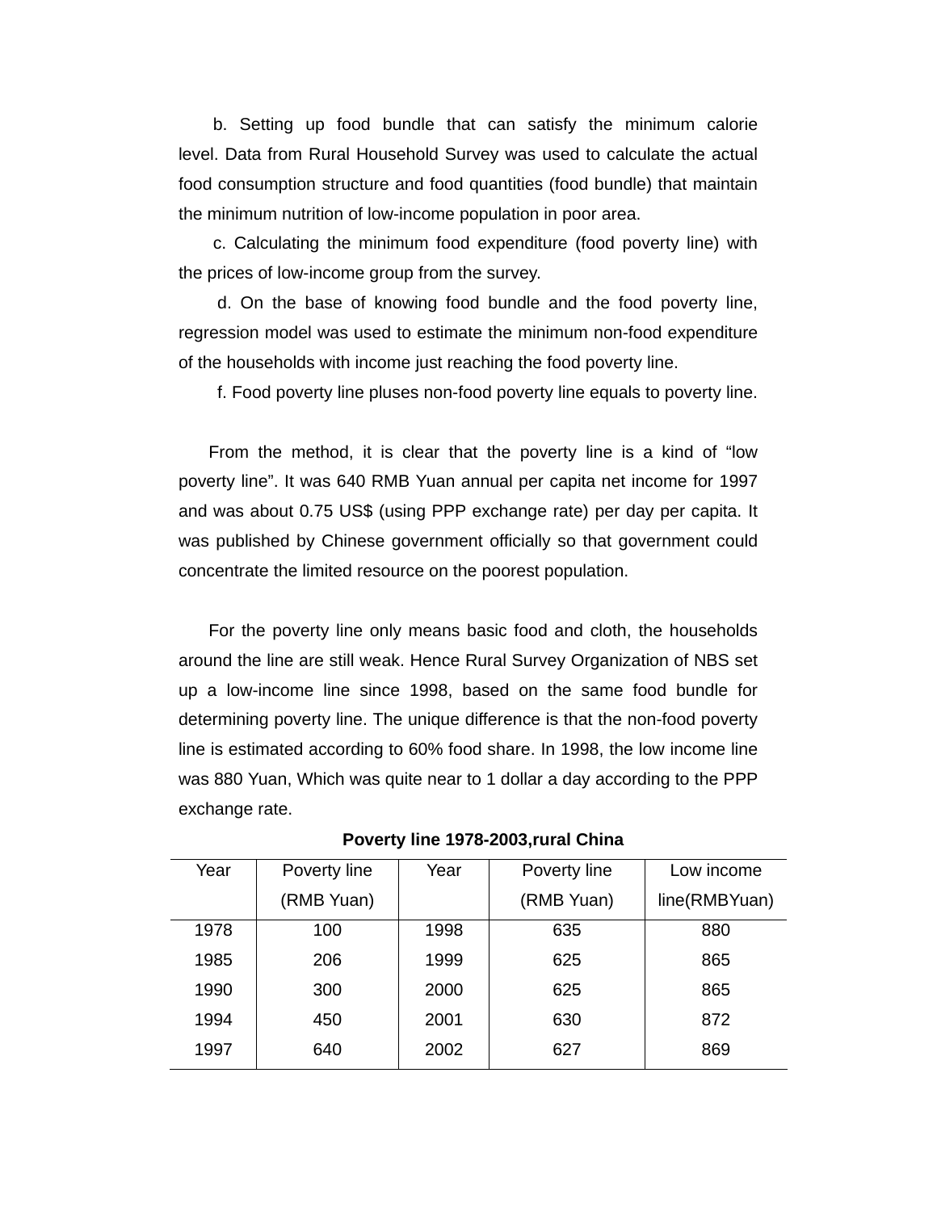b. Setting up food bundle that can satisfy the minimum calorie level. Data from Rural Household Survey was used to calculate the actual food consumption structure and food quantities (food bundle) that maintain the minimum nutrition of low-income population in poor area.

c. Calculating the minimum food expenditure (food poverty line) with the prices of low-income group from the survey.

d. On the base of knowing food bundle and the food poverty line, regression model was used to estimate the minimum non-food expenditure of the households with income just reaching the food poverty line.

f. Food poverty line pluses non-food poverty line equals to poverty line.

From the method, it is clear that the poverty line is a kind of "low poverty line". It was 640 RMB Yuan annual per capita net income for 1997 and was about 0.75 US$ (using PPP exchange rate) per day per capita. It was published by Chinese government officially so that government could concentrate the limited resource on the poorest population.

For the poverty line only means basic food and cloth, the households around the line are still weak. Hence Rural Survey Organization of NBS set up a low-income line since 1998, based on the same food bundle for determining poverty line. The unique difference is that the non-food poverty line is estimated according to 60% food share. In 1998, the low income line was 880 Yuan, Which was quite near to 1 dollar a day according to the PPP exchange rate.

**Poverty line 1978-2003,rural China**

| Year | Poverty line (RMB Yuan) | Year | Poverty line (RMB Yuan) | Low income line(RMBYuan) |
|---|---|---|---|---|
| 1978 | 100 | 1998 | 635 | 880 |
| 1985 | 206 | 1999 | 625 | 865 |
| 1990 | 300 | 2000 | 625 | 865 |
| 1994 | 450 | 2001 | 630 | 872 |
| 1997 | 640 | 2002 | 627 | 869 |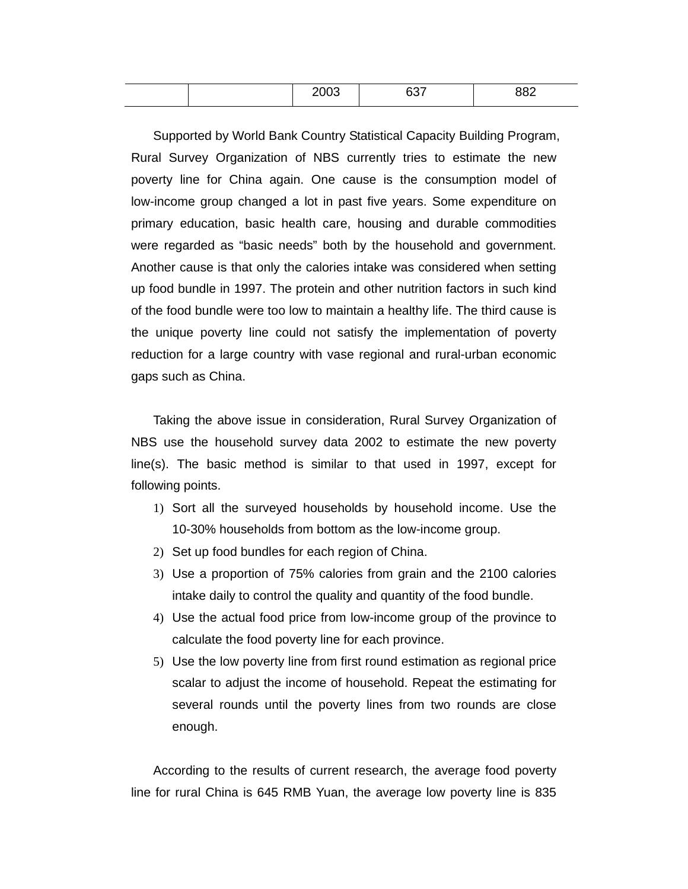|  |  | 2003 | 637 | 882 |
|---|---|---|---|---|

Supported by World Bank Country Statistical Capacity Building Program, Rural Survey Organization of NBS currently tries to estimate the new poverty line for China again. One cause is the consumption model of low-income group changed a lot in past five years. Some expenditure on primary education, basic health care, housing and durable commodities were regarded as "basic needs" both by the household and government. Another cause is that only the calories intake was considered when setting up food bundle in 1997. The protein and other nutrition factors in such kind of the food bundle were too low to maintain a healthy life. The third cause is the unique poverty line could not satisfy the implementation of poverty reduction for a large country with vase regional and rural-urban economic gaps such as China.

Taking the above issue in consideration, Rural Survey Organization of NBS use the household survey data 2002 to estimate the new poverty line(s). The basic method is similar to that used in 1997, except for following points.

1) Sort all the surveyed households by household income. Use the 10-30% households from bottom as the low-income group.
2) Set up food bundles for each region of China.
3) Use a proportion of 75% calories from grain and the 2100 calories intake daily to control the quality and quantity of the food bundle.
4) Use the actual food price from low-income group of the province to calculate the food poverty line for each province.
5) Use the low poverty line from first round estimation as regional price scalar to adjust the income of household. Repeat the estimating for several rounds until the poverty lines from two rounds are close enough.

According to the results of current research, the average food poverty line for rural China is 645 RMB Yuan, the average low poverty line is 835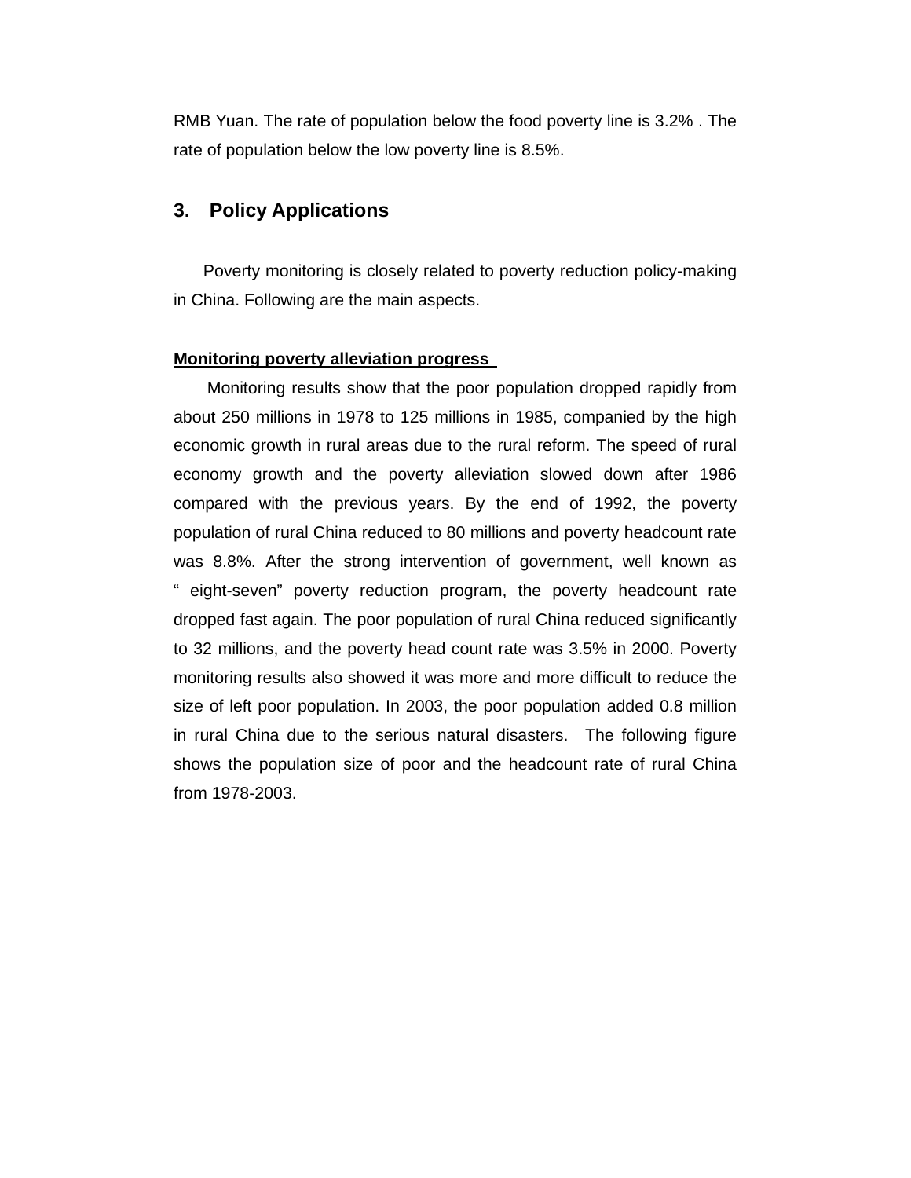RMB Yuan. The rate of population below the food poverty line is 3.2% . The rate of population below the low poverty line is 8.5%.

## 3. Policy Applications

Poverty monitoring is closely related to poverty reduction policy-making in China. Following are the main aspects.

**Monitoring poverty alleviation progress**

Monitoring results show that the poor population dropped rapidly from about 250 millions in 1978 to 125 millions in 1985, companied by the high economic growth in rural areas due to the rural reform. The speed of rural economy growth and the poverty alleviation slowed down after 1986 compared with the previous years. By the end of 1992, the poverty population of rural China reduced to 80 millions and poverty headcount rate was 8.8%. After the strong intervention of government, well known as " eight-seven" poverty reduction program, the poverty headcount rate dropped fast again. The poor population of rural China reduced significantly to 32 millions, and the poverty head count rate was 3.5% in 2000. Poverty monitoring results also showed it was more and more difficult to reduce the size of left poor population. In 2003, the poor population added 0.8 million in rural China due to the serious natural disasters. The following figure shows the population size of poor and the headcount rate of rural China from 1978-2003.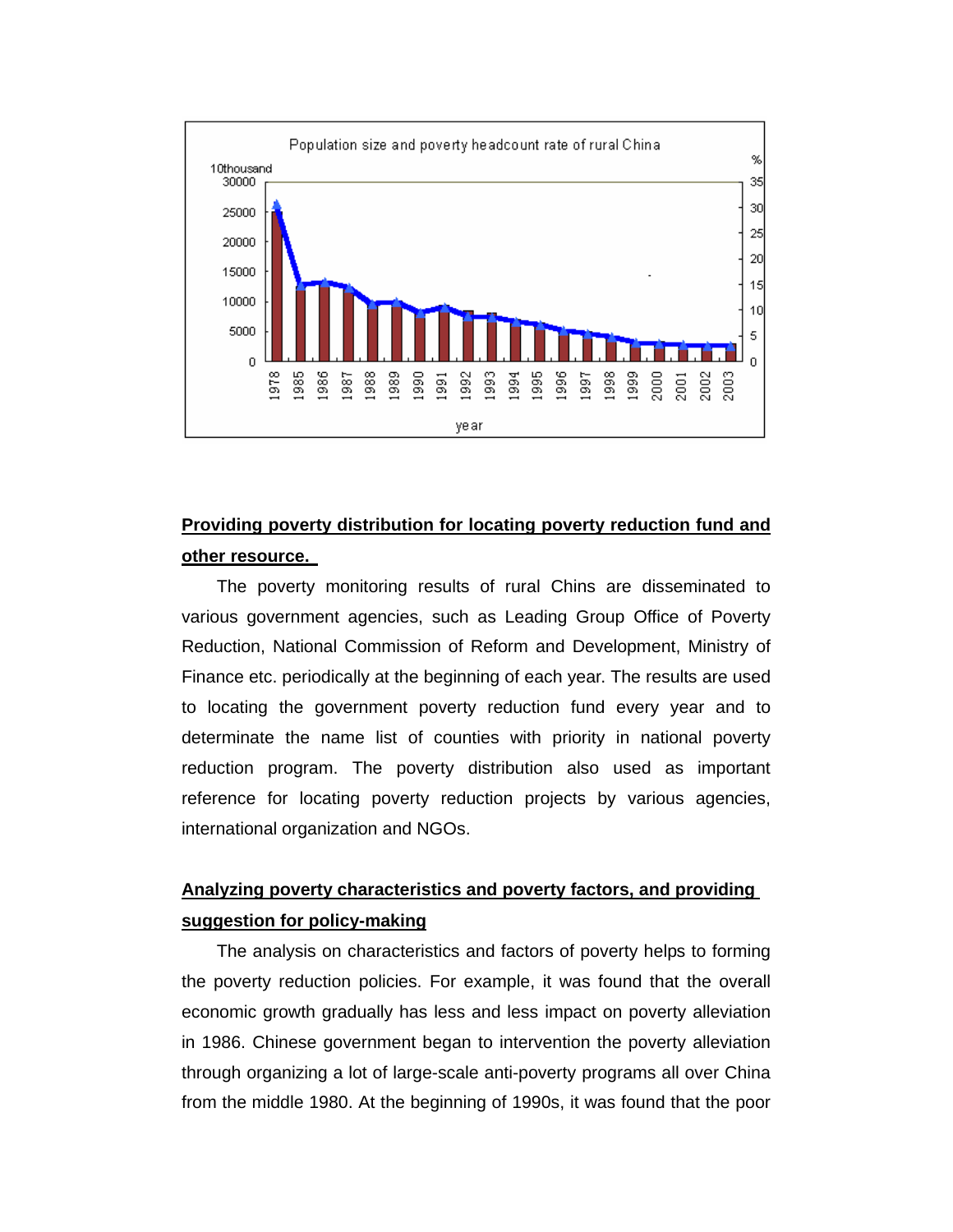**Providing poverty distribution for locating poverty reduction fund and other resource.**

The poverty monitoring results of rural Chins are disseminated to various government agencies, such as Leading Group Office of Poverty Reduction, National Commission of Reform and Development, Ministry of Finance etc. periodically at the beginning of each year. The results are used to locating the government poverty reduction fund every year and to determinate the name list of counties with priority in national poverty reduction program. The poverty distribution also used as important reference for locating poverty reduction projects by various agencies, international organization and NGOs.

**Analyzing poverty characteristics and poverty factors, and providing suggestion for policy-making**

The analysis on characteristics and factors of poverty helps to forming the poverty reduction policies. For example, it was found that the overall economic growth gradually has less and less impact on poverty alleviation in 1986. Chinese government began to intervention the poverty alleviation through organizing a lot of large-scale anti-poverty programs all over China from the middle 1980. At the beginning of 1990s, it was found that the poor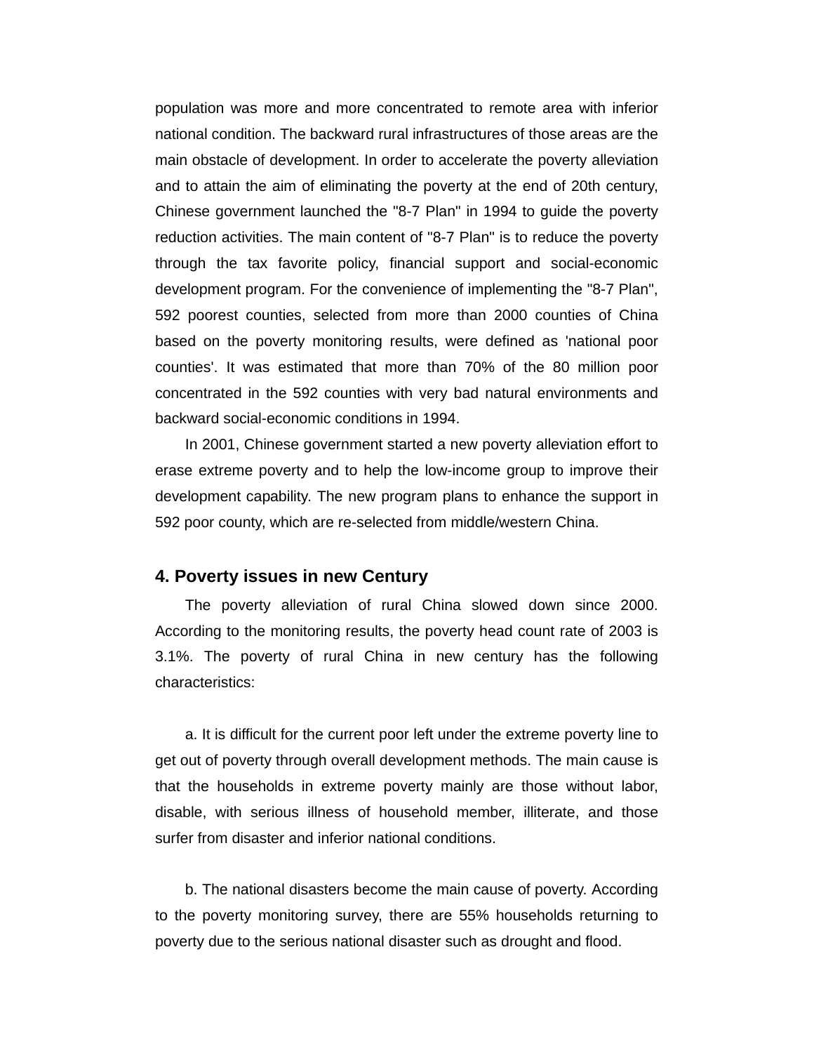population was more and more concentrated to remote area with inferior national condition. The backward rural infrastructures of those areas are the main obstacle of development. In order to accelerate the poverty alleviation and to attain the aim of eliminating the poverty at the end of 20th century, Chinese government launched the "8-7 Plan" in 1994 to guide the poverty reduction activities. The main content of "8-7 Plan" is to reduce the poverty through the tax favorite policy, financial support and social-economic development program. For the convenience of implementing the "8-7 Plan", 592 poorest counties, selected from more than 2000 counties of China based on the poverty monitoring results, were defined as 'national poor counties'. It was estimated that more than 70% of the 80 million poor concentrated in the 592 counties with very bad natural environments and backward social-economic conditions in 1994.

In 2001, Chinese government started a new poverty alleviation effort to erase extreme poverty and to help the low-income group to improve their development capability. The new program plans to enhance the support in 592 poor county, which are re-selected from middle/western China.

## 4. Poverty issues in new Century

The poverty alleviation of rural China slowed down since 2000. According to the monitoring results, the poverty head count rate of 2003 is 3.1%. The poverty of rural China in new century has the following characteristics:

a. It is difficult for the current poor left under the extreme poverty line to get out of poverty through overall development methods. The main cause is that the households in extreme poverty mainly are those without labor, disable, with serious illness of household member, illiterate, and those surfer from disaster and inferior national conditions.

b. The national disasters become the main cause of poverty. According to the poverty monitoring survey, there are 55% households returning to poverty due to the serious national disaster such as drought and flood.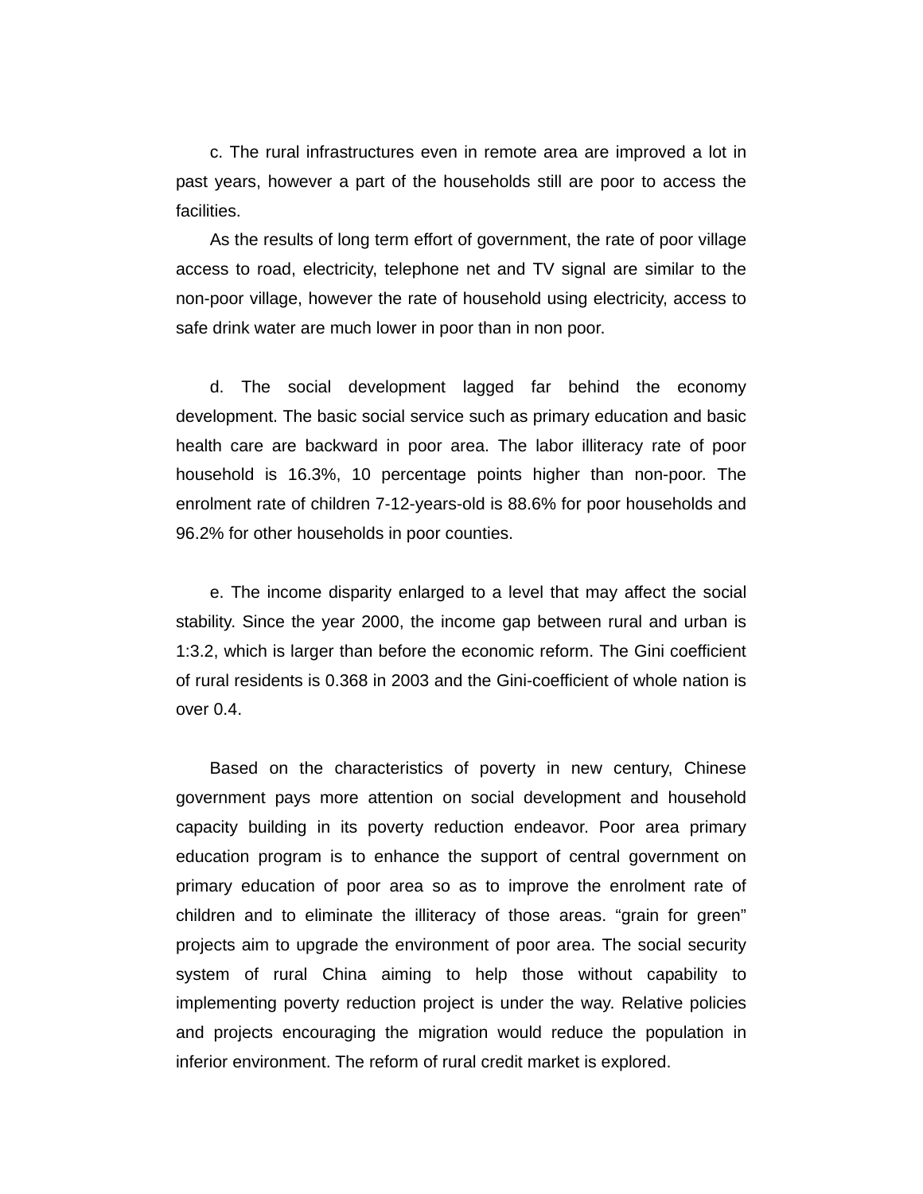c. The rural infrastructures even in remote area are improved a lot in past years, however a part of the households still are poor to access the facilities.

As the results of long term effort of government, the rate of poor village access to road, electricity, telephone net and TV signal are similar to the non-poor village, however the rate of household using electricity, access to safe drink water are much lower in poor than in non poor.

d. The social development lagged far behind the economy development. The basic social service such as primary education and basic health care are backward in poor area. The labor illiteracy rate of poor household is 16.3%, 10 percentage points higher than non-poor. The enrolment rate of children 7-12-years-old is 88.6% for poor households and 96.2% for other households in poor counties.

e. The income disparity enlarged to a level that may affect the social stability. Since the year 2000, the income gap between rural and urban is 1:3.2, which is larger than before the economic reform. The Gini coefficient of rural residents is 0.368 in 2003 and the Gini-coefficient of whole nation is over 0.4.

Based on the characteristics of poverty in new century, Chinese government pays more attention on social development and household capacity building in its poverty reduction endeavor. Poor area primary education program is to enhance the support of central government on primary education of poor area so as to improve the enrolment rate of children and to eliminate the illiteracy of those areas. “grain for green” projects aim to upgrade the environment of poor area. The social security system of rural China aiming to help those without capability to implementing poverty reduction project is under the way. Relative policies and projects encouraging the migration would reduce the population in inferior environment. The reform of rural credit market is explored.